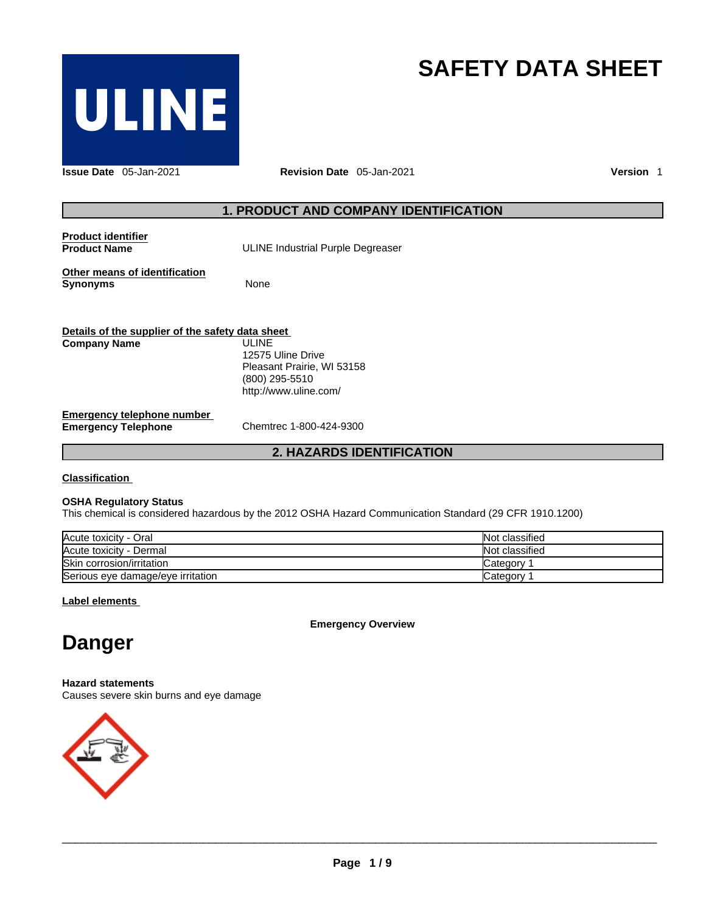# SAFETY DATA SHEET

**Issue Date** 05-Jan-2021 **Revision Date** 05-Jan-2021 **Version** 1

## 1. PRODUCT AND COMPANY IDENTIFICATION

**Product identifier**
**Product Name** ULINE Industrial Purple Degreaser

**Other means of identification**
**Synonyms** None

**Details of the supplier of the safety data sheet**
**Company Name** ULINE
12575 Uline Drive
Pleasant Prairie, WI 53158
(800) 295-5510
http://www.uline.com/

**Emergency telephone number**
**Emergency Telephone** Chemtrec 1-800-424-9300

## 2. HAZARDS IDENTIFICATION

**Classification**

**OSHA Regulatory Status**
This chemical is considered hazardous by the 2012 OSHA Hazard Communication Standard (29 CFR 1910.1200)

| | |
|---|---|
| Acute toxicity - Oral | Not classified |
| Acute toxicity - Dermal | Not classified |
| Skin corrosion/irritation | Category 1 |
| Serious eye damage/eye irritation | Category 1 |

**Label elements**

**Emergency Overview**

# Danger

**Hazard statements**
Causes severe skin burns and eye damage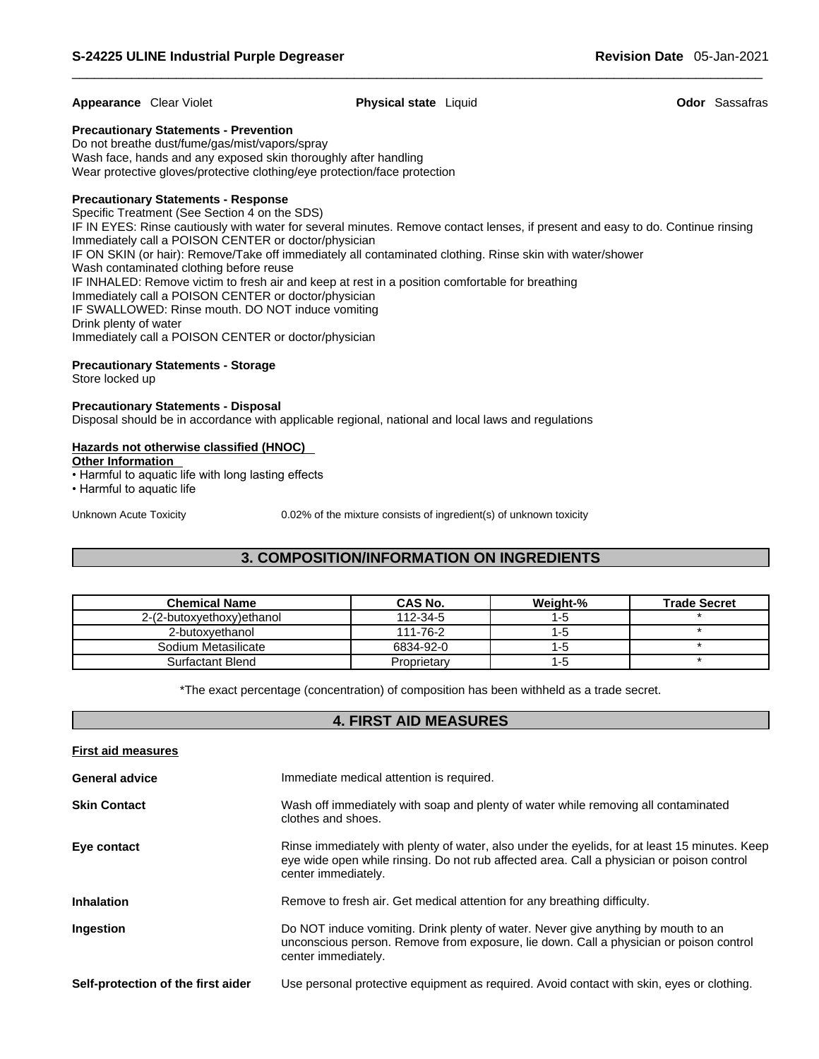**Appearance** Clear Violet **Physical state** Liquid **Odor** Sassafras

**Precautionary Statements - Prevention**
Do not breathe dust/fume/gas/mist/vapors/spray
Wash face, hands and any exposed skin thoroughly after handling
Wear protective gloves/protective clothing/eye protection/face protection

**Precautionary Statements - Response**
Specific Treatment (See Section 4 on the SDS)
IF IN EYES: Rinse cautiously with water for several minutes. Remove contact lenses, if present and easy to do. Continue rinsing
Immediately call a POISON CENTER or doctor/physician
IF ON SKIN (or hair): Remove/Take off immediately all contaminated clothing. Rinse skin with water/shower
Wash contaminated clothing before reuse
IF INHALED: Remove victim to fresh air and keep at rest in a position comfortable for breathing
Immediately call a POISON CENTER or doctor/physician
IF SWALLOWED: Rinse mouth. DO NOT induce vomiting
Drink plenty of water
Immediately call a POISON CENTER or doctor/physician

**Precautionary Statements - Storage**
Store locked up

**Precautionary Statements - Disposal**
Disposal should be in accordance with applicable regional, national and local laws and regulations

**Hazards not otherwise classified (HNOC)**
**Other Information**
- Harmful to aquatic life with long lasting effects
- Harmful to aquatic life

Unknown Acute Toxicity 0.02% of the mixture consists of ingredient(s) of unknown toxicity

## 3. COMPOSITION/INFORMATION ON INGREDIENTS

| Chemical Name | CAS No. | Weight-% | Trade Secret |
|---|---|---|---|
| 2-(2-butoxyethoxy)ethanol | 112-34-5 | 1-5 | * |
| 2-butoxyethanol | 111-76-2 | 1-5 | * |
| Sodium Metasilicate | 6834-92-0 | 1-5 | * |
| Surfactant Blend | Proprietary | 1-5 | * |

*The exact percentage (concentration) of composition has been withheld as a trade secret.

## 4. FIRST AID MEASURES

**First aid measures**

**General advice** Immediate medical attention is required.

**Skin Contact** Wash off immediately with soap and plenty of water while removing all contaminated clothes and shoes.

**Eye contact** Rinse immediately with plenty of water, also under the eyelids, for at least 15 minutes. Keep eye wide open while rinsing. Do not rub affected area. Call a physician or poison control center immediately.

**Inhalation** Remove to fresh air. Get medical attention for any breathing difficulty.

**Ingestion** Do NOT induce vomiting. Drink plenty of water. Never give anything by mouth to an unconscious person. Remove from exposure, lie down. Call a physician or poison control center immediately.

**Self-protection of the first aider** Use personal protective equipment as required. Avoid contact with skin, eyes or clothing.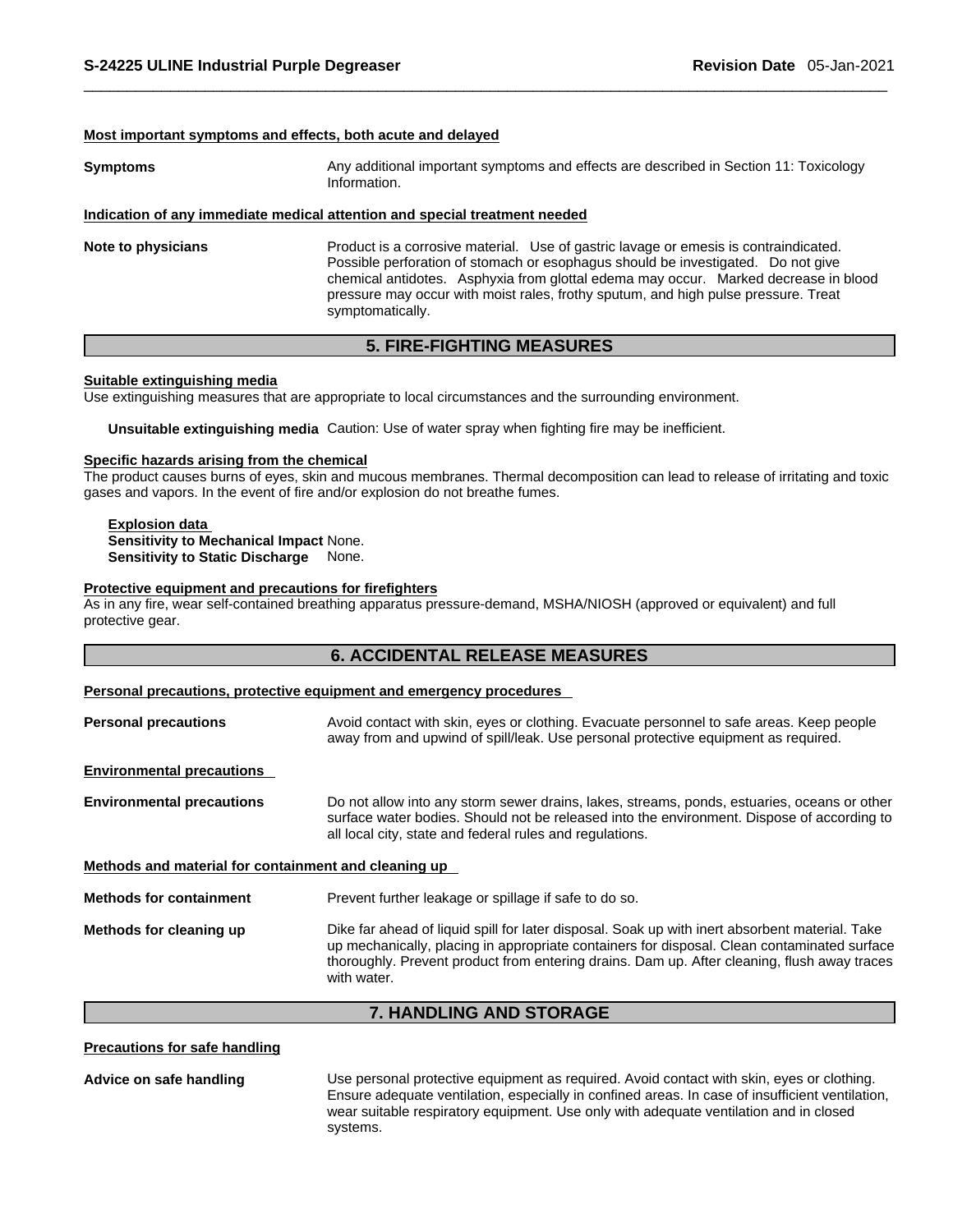#### Most important symptoms and effects, both acute and delayed

**Symptoms** Any additional important symptoms and effects are described in Section 11: Toxicology Information.

#### Indication of any immediate medical attention and special treatment needed

**Note to physicians** Product is a corrosive material. Use of gastric lavage or emesis is contraindicated. Possible perforation of stomach or esophagus should be investigated. Do not give chemical antidotes. Asphyxia from glottal edema may occur. Marked decrease in blood pressure may occur with moist rales, frothy sputum, and high pulse pressure. Treat symptomatically.

## 5. FIRE-FIGHTING MEASURES

#### Suitable extinguishing media

Use extinguishing measures that are appropriate to local circumstances and the surrounding environment.

**Unsuitable extinguishing media** Caution: Use of water spray when fighting fire may be inefficient.

#### Specific hazards arising from the chemical

The product causes burns of eyes, skin and mucous membranes. Thermal decomposition can lead to release of irritating and toxic gases and vapors. In the event of fire and/or explosion do not breathe fumes.

**Explosion data**
**Sensitivity to Mechanical Impact** None.
**Sensitivity to Static Discharge** None.

#### Protective equipment and precautions for firefighters

As in any fire, wear self-contained breathing apparatus pressure-demand, MSHA/NIOSH (approved or equivalent) and full protective gear.

## 6. ACCIDENTAL RELEASE MEASURES

#### Personal precautions, protective equipment and emergency procedures

**Personal precautions** Avoid contact with skin, eyes or clothing. Evacuate personnel to safe areas. Keep people away from and upwind of spill/leak. Use personal protective equipment as required.

#### Environmental precautions

**Environmental precautions** Do not allow into any storm sewer drains, lakes, streams, ponds, estuaries, oceans or other surface water bodies. Should not be released into the environment. Dispose of according to all local city, state and federal rules and regulations.

#### Methods and material for containment and cleaning up

**Methods for containment** Prevent further leakage or spillage if safe to do so.

**Methods for cleaning up** Dike far ahead of liquid spill for later disposal. Soak up with inert absorbent material. Take up mechanically, placing in appropriate containers for disposal. Clean contaminated surface thoroughly. Prevent product from entering drains. Dam up. After cleaning, flush away traces with water.

## 7. HANDLING AND STORAGE

#### Precautions for safe handling

**Advice on safe handling** Use personal protective equipment as required. Avoid contact with skin, eyes or clothing. Ensure adequate ventilation, especially in confined areas. In case of insufficient ventilation, wear suitable respiratory equipment. Use only with adequate ventilation and in closed systems.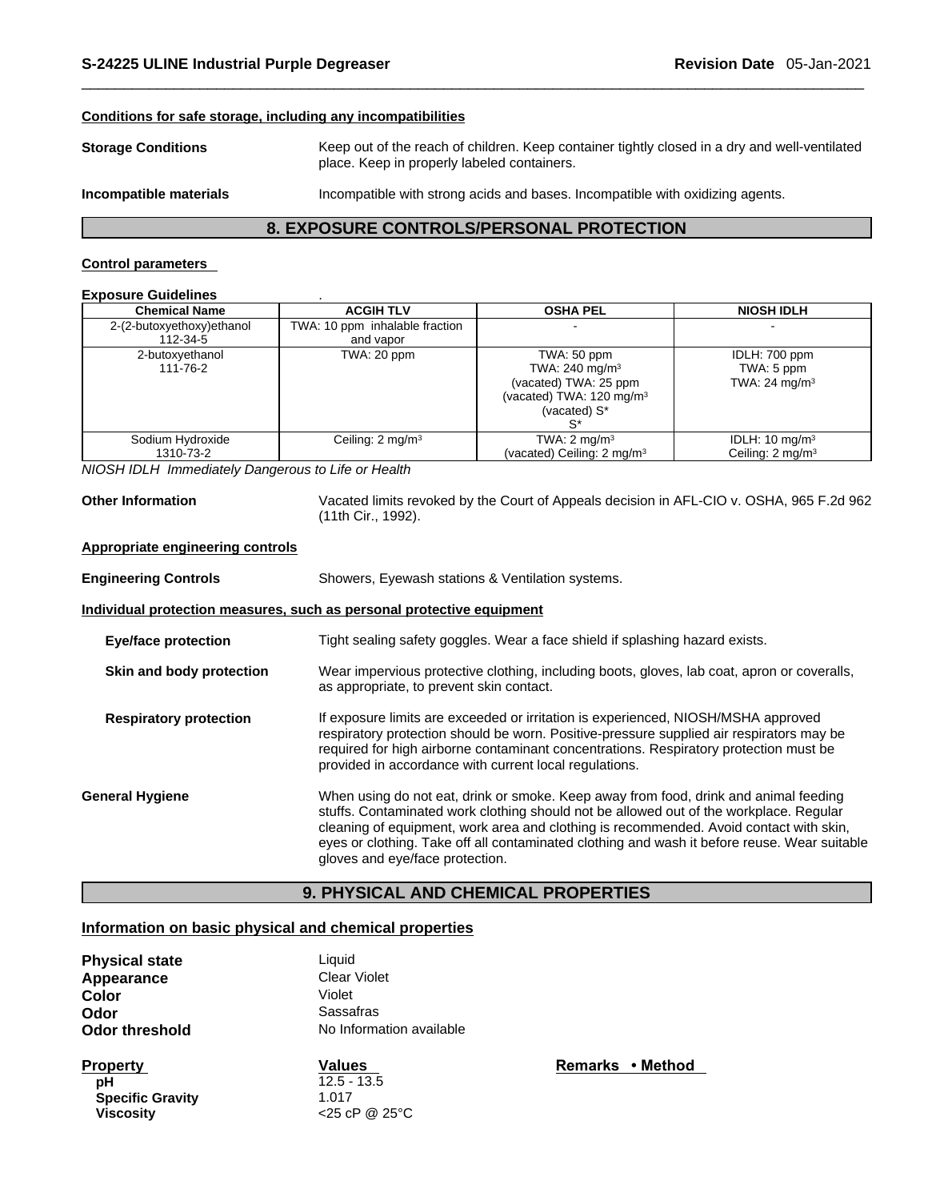**Conditions for safe storage, including any incompatibilities**

**Storage Conditions** Keep out of the reach of children. Keep container tightly closed in a dry and well-ventilated place. Keep in properly labeled containers.

**Incompatible materials** Incompatible with strong acids and bases. Incompatible with oxidizing agents.

## 8. EXPOSURE CONTROLS/PERSONAL PROTECTION

**Control parameters**

**Exposure Guidelines** .

| Chemical Name | ACGIH TLV | OSHA PEL | NIOSH IDLH |
|---|---|---|---|
| 2-(2-butoxyethoxy)ethanol 112-34-5 | TWA: 10 ppm inhalable fraction and vapor | - | - |
| 2-butoxyethanol 111-76-2 | TWA: 20 ppm | TWA: 50 ppm TWA: 240 mg/m³ (vacated) TWA: 25 ppm (vacated) TWA: 120 mg/m³ (vacated) S* S* | IDLH: 700 ppm TWA: 5 ppm TWA: 24 mg/m³ |
| Sodium Hydroxide 1310-73-2 | Ceiling: 2 mg/m³ | TWA: 2 mg/m³ (vacated) Ceiling: 2 mg/m³ | IDLH: 10 mg/m³ Ceiling: 2 mg/m³ |

*NIOSH IDLH Immediately Dangerous to Life or Health*

**Other Information** Vacated limits revoked by the Court of Appeals decision in AFL-CIO v. OSHA, 965 F.2d 962 (11th Cir., 1992).

**Appropriate engineering controls**

**Engineering Controls** Showers, Eyewash stations & Ventilation systems.

**Individual protection measures, such as personal protective equipment**

**Eye/face protection** Tight sealing safety goggles. Wear a face shield if splashing hazard exists.

**Skin and body protection** Wear impervious protective clothing, including boots, gloves, lab coat, apron or coveralls, as appropriate, to prevent skin contact.

**Respiratory protection** If exposure limits are exceeded or irritation is experienced, NIOSH/MSHA approved respiratory protection should be worn. Positive-pressure supplied air respirators may be required for high airborne contaminant concentrations. Respiratory protection must be provided in accordance with current local regulations.

**General Hygiene** When using do not eat, drink or smoke. Keep away from food, drink and animal feeding stuffs. Contaminated work clothing should not be allowed out of the workplace. Regular cleaning of equipment, work area and clothing is recommended. Avoid contact with skin, eyes or clothing. Take off all contaminated clothing and wash it before reuse. Wear suitable gloves and eye/face protection.

## 9. PHYSICAL AND CHEMICAL PROPERTIES

**Information on basic physical and chemical properties**

**Physical state** Liquid
**Appearance** Clear Violet
**Color** Violet
**Odor** Sassafras
**Odor threshold** No Information available

| Property | Values | Remarks • Method |
|---|---|---|
| pH | 12.5 - 13.5 | |
| Specific Gravity | 1.017 | |
| Viscosity | <25 cP @ 25°C | |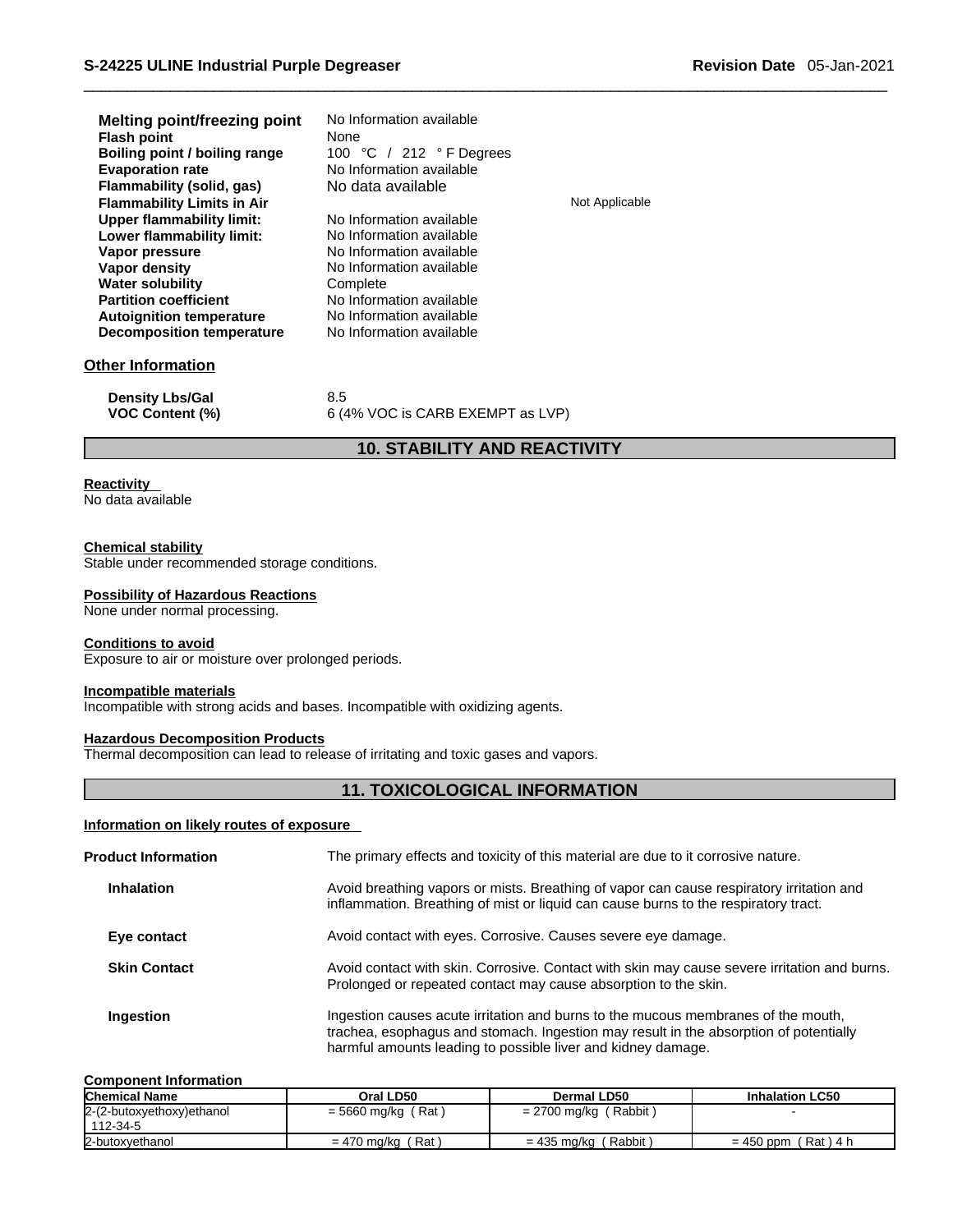| | |
|---|---|
| **Melting point/freezing point** | No Information available |
| **Flash point** | None |
| **Boiling point / boiling range** | 100 °C / 212 ° F Degrees |
| **Evaporation rate** | No Information available |
| **Flammability (solid, gas)** | No data available |
| **Flammability Limits in Air** | Not Applicable |
| **Upper flammability limit:** | No Information available |
| **Lower flammability limit:** | No Information available |
| **Vapor pressure** | No Information available |
| **Vapor density** | No Information available |
| **Water solubility** | Complete |
| **Partition coefficient** | No Information available |
| **Autoignition temperature** | No Information available |
| **Decomposition temperature** | No Information available |

## Other Information

| | |
|---|---|
| **Density Lbs/Gal** | 8.5 |
| **VOC Content (%)** | 6 (4% VOC is CARB EXEMPT as LVP) |

## 10. STABILITY AND REACTIVITY

**Reactivity**
No data available

**Chemical stability**
Stable under recommended storage conditions.

**Possibility of Hazardous Reactions**
None under normal processing.

**Conditions to avoid**
Exposure to air or moisture over prolonged periods.

**Incompatible materials**
Incompatible with strong acids and bases. Incompatible with oxidizing agents.

**Hazardous Decomposition Products**
Thermal decomposition can lead to release of irritating and toxic gases and vapors.

## 11. TOXICOLOGICAL INFORMATION

**Information on likely routes of exposure**

**Product Information** The primary effects and toxicity of this material are due to it corrosive nature.

**Inhalation** Avoid breathing vapors or mists. Breathing of vapor can cause respiratory irritation and inflammation. Breathing of mist or liquid can cause burns to the respiratory tract.

**Eye contact** Avoid contact with eyes. Corrosive. Causes severe eye damage.

**Skin Contact** Avoid contact with skin. Corrosive. Contact with skin may cause severe irritation and burns. Prolonged or repeated contact may cause absorption to the skin.

**Ingestion** Ingestion causes acute irritation and burns to the mucous membranes of the mouth, trachea, esophagus and stomach. Ingestion may result in the absorption of potentially harmful amounts leading to possible liver and kidney damage.

**Component Information**

| Chemical Name | Oral LD50 | Dermal LD50 | Inhalation LC50 |
|---|---|---|---|
| 2-(2-butoxyethoxy)ethanol 112-34-5 | = 5660 mg/kg ( Rat ) | = 2700 mg/kg ( Rabbit ) | - |
| 2-butoxyethanol | = 470 mg/kg ( Rat ) | = 435 mg/kg ( Rabbit ) | = 450 ppm ( Rat ) 4 h |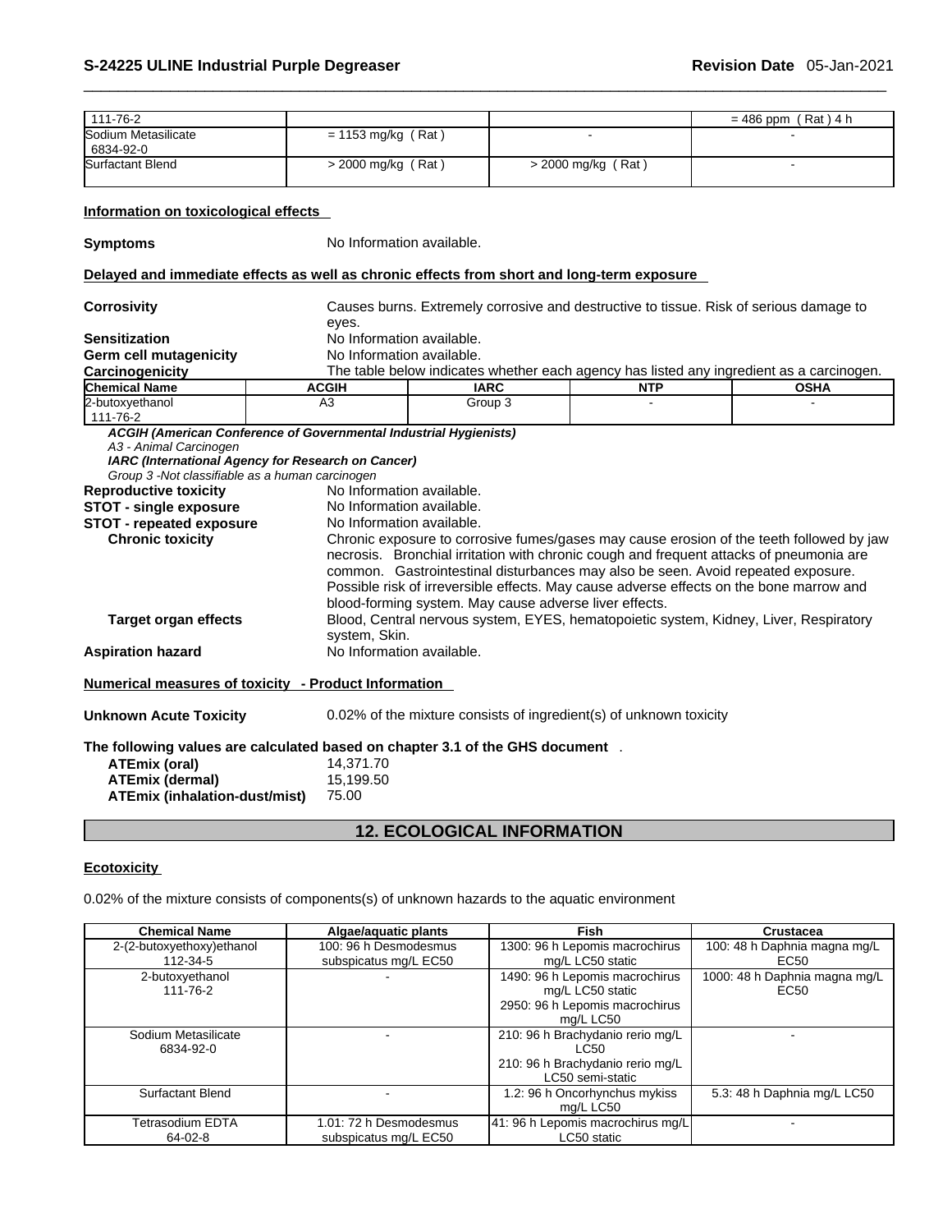| | | | |
|---|---|---|---|
| 111-76-2 | | | = 486 ppm ( Rat ) 4 h |
| Sodium Metasilicate 6834-92-0 | = 1153 mg/kg ( Rat ) | - | - |
| Surfactant Blend | > 2000 mg/kg ( Rat ) | > 2000 mg/kg ( Rat ) | - |

**Information on toxicological effects**

**Symptoms** No Information available.

**Delayed and immediate effects as well as chronic effects from short and long-term exposure**

**Corrosivity** Causes burns. Extremely corrosive and destructive to tissue. Risk of serious damage to eyes.

**Sensitization** No Information available.

**Germ cell mutagenicity** No Information available.

**Carcinogenicity** The table below indicates whether each agency has listed any ingredient as a carcinogen.

| Chemical Name | ACGIH | IARC | NTP | OSHA |
|---|---|---|---|---|
| 2-butoxyethanol 111-76-2 | A3 | Group 3 | - | - |

***ACGIH (American Conference of Governmental Industrial Hygienists)***
*A3 - Animal Carcinogen*
***IARC (International Agency for Research on Cancer)***
*Group 3 -Not classifiable as a human carcinogen*

**Reproductive toxicity** No Information available.

**STOT - single exposure** No Information available.

**STOT - repeated exposure** No Information available.

**Chronic toxicity** Chronic exposure to corrosive fumes/gases may cause erosion of the teeth followed by jaw necrosis. Bronchial irritation with chronic cough and frequent attacks of pneumonia are common. Gastrointestinal disturbances may also be seen. Avoid repeated exposure. Possible risk of irreversible effects. May cause adverse effects on the bone marrow and blood-forming system. May cause adverse liver effects.

**Target organ effects** Blood, Central nervous system, EYES, hematopoietic system, Kidney, Liver, Respiratory system, Skin.

**Aspiration hazard** No Information available.

**Numerical measures of toxicity - Product Information**

**Unknown Acute Toxicity** 0.02% of the mixture consists of ingredient(s) of unknown toxicity

**The following values are calculated based on chapter 3.1 of the GHS document** .

**ATEmix (oral)** 14,371.70
**ATEmix (dermal)** 15,199.50
**ATEmix (inhalation-dust/mist)** 75.00

## 12. ECOLOGICAL INFORMATION

**Ecotoxicity**

0.02% of the mixture consists of components(s) of unknown hazards to the aquatic environment

| Chemical Name | Algae/aquatic plants | Fish | Crustacea |
|---|---|---|---|
| 2-(2-butoxyethoxy)ethanol 112-34-5 | 100: 96 h Desmodesmus subspicatus mg/L EC50 | 1300: 96 h Lepomis macrochirus mg/L LC50 static | 100: 48 h Daphnia magna mg/L EC50 |
| 2-butoxyethanol 111-76-2 | - | 1490: 96 h Lepomis macrochirus mg/L LC50 static<br>2950: 96 h Lepomis macrochirus mg/L LC50 | 1000: 48 h Daphnia magna mg/L EC50 |
| Sodium Metasilicate 6834-92-0 | - | 210: 96 h Brachydanio rerio mg/L LC50<br>210: 96 h Brachydanio rerio mg/L LC50 semi-static | - |
| Surfactant Blend | - | 1.2: 96 h Oncorhynchus mykiss mg/L LC50 | 5.3: 48 h Daphnia mg/L LC50 |
| Tetrasodium EDTA 64-02-8 | 1.01: 72 h Desmodesmus subspicatus mg/L EC50 | 41: 96 h Lepomis macrochirus mg/L LC50 static | - |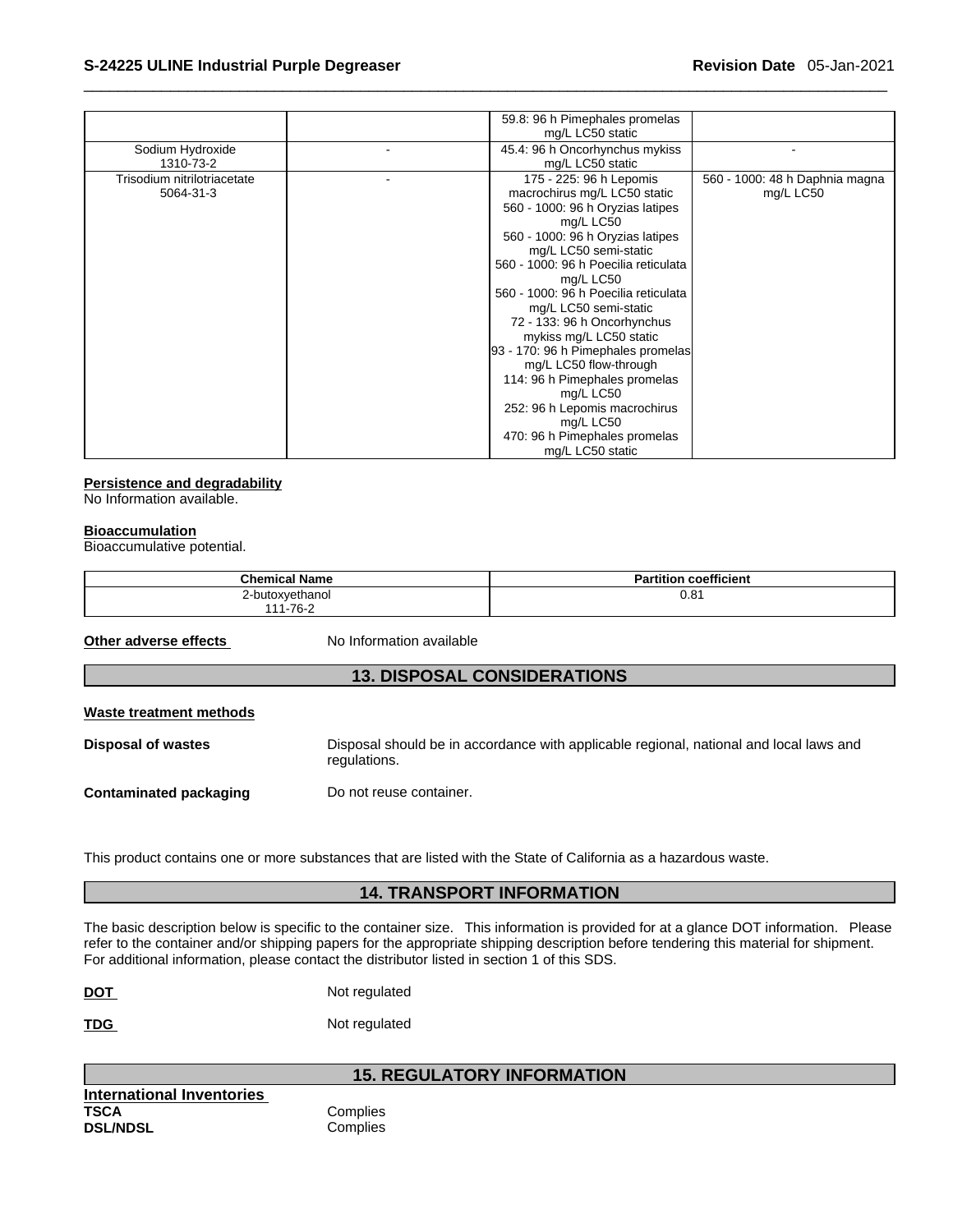| | | 59.8: 96 h Pimephales promelas mg/L LC50 static | |
|---|---|---|---|
| Sodium Hydroxide 1310-73-2 | - | 45.4: 96 h Oncorhynchus mykiss mg/L LC50 static | - |
| Trisodium nitrilotriacetate 5064-31-3 | - | 175 - 225: 96 h Lepomis macrochirus mg/L LC50 static 560 - 1000: 96 h Oryzias latipes mg/L LC50 560 - 1000: 96 h Oryzias latipes mg/L LC50 semi-static 560 - 1000: 96 h Poecilia reticulata mg/L LC50 560 - 1000: 96 h Poecilia reticulata mg/L LC50 semi-static 72 - 133: 96 h Oncorhynchus mykiss mg/L LC50 static 93 - 170: 96 h Pimephales promelas mg/L LC50 flow-through 114: 96 h Pimephales promelas mg/L LC50 252: 96 h Lepomis macrochirus mg/L LC50 470: 96 h Pimephales promelas mg/L LC50 static | 560 - 1000: 48 h Daphnia magna mg/L LC50 |

**Persistence and degradability**
No Information available.

**Bioaccumulation**
Bioaccumulative potential.

| Chemical Name | Partition coefficient |
|---|---|
| 2-butoxyethanol 111-76-2 | 0.81 |

**Other adverse effects** No Information available

## 13. DISPOSAL CONSIDERATIONS

**Waste treatment methods**

**Disposal of wastes** Disposal should be in accordance with applicable regional, national and local laws and regulations.

**Contaminated packaging** Do not reuse container.

This product contains one or more substances that are listed with the State of California as a hazardous waste.

## 14. TRANSPORT INFORMATION

The basic description below is specific to the container size. This information is provided for at a glance DOT information. Please refer to the container and/or shipping papers for the appropriate shipping description before tendering this material for shipment. For additional information, please contact the distributor listed in section 1 of this SDS.

**DOT** Not regulated

**TDG** Not regulated

## 15. REGULATORY INFORMATION

**International Inventories**
**TSCA** Complies
**DSL/NDSL** Complies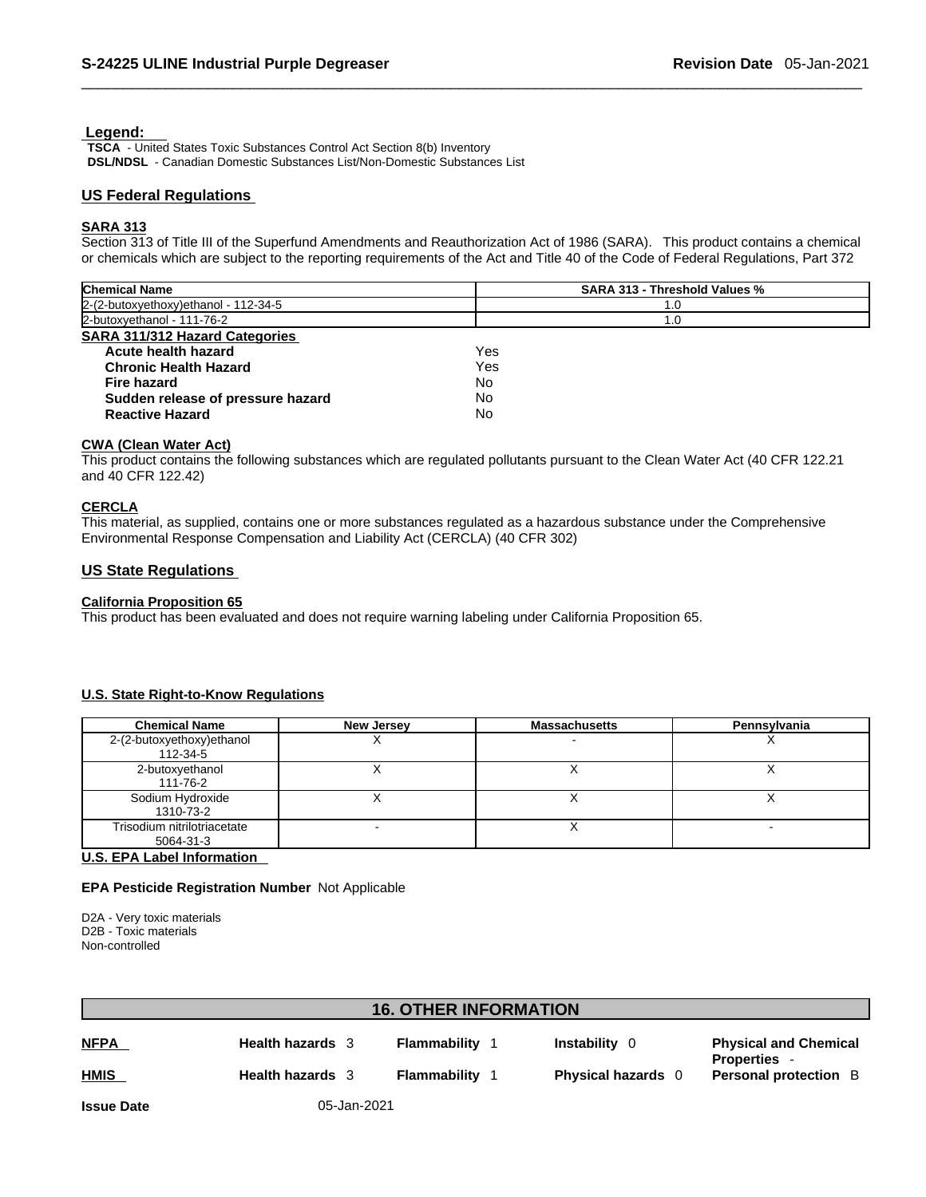**Legend:**

**TSCA** - United States Toxic Substances Control Act Section 8(b) Inventory
**DSL/NDSL** - Canadian Domestic Substances List/Non-Domestic Substances List

## US Federal Regulations

### SARA 313

Section 313 of Title III of the Superfund Amendments and Reauthorization Act of 1986 (SARA). This product contains a chemical or chemicals which are subject to the reporting requirements of the Act and Title 40 of the Code of Federal Regulations, Part 372

| Chemical Name | SARA 313 - Threshold Values % |
|---|---|
| 2-(2-butoxyethoxy)ethanol - 112-34-5 | 1.0 |
| 2-butoxyethanol - 111-76-2 | 1.0 |

### SARA 311/312 Hazard Categories

| | |
|---|---|
| **Acute health hazard** | Yes |
| **Chronic Health Hazard** | Yes |
| **Fire hazard** | No |
| **Sudden release of pressure hazard** | No |
| **Reactive Hazard** | No |

### CWA (Clean Water Act)

This product contains the following substances which are regulated pollutants pursuant to the Clean Water Act (40 CFR 122.21 and 40 CFR 122.42)

### CERCLA

This material, as supplied, contains one or more substances regulated as a hazardous substance under the Comprehensive Environmental Response Compensation and Liability Act (CERCLA) (40 CFR 302)

## US State Regulations

### California Proposition 65

This product has been evaluated and does not require warning labeling under California Proposition 65.

### U.S. State Right-to-Know Regulations

| Chemical Name | New Jersey | Massachusetts | Pennsylvania |
|---|---|---|---|
| 2-(2-butoxyethoxy)ethanol 112-34-5 | X | - | X |
| 2-butoxyethanol 111-76-2 | X | X | X |
| Sodium Hydroxide 1310-73-2 | X | X | X |
| Trisodium nitrilotriacetate 5064-31-3 | - | X | - |

### U.S. EPA Label Information

**EPA Pesticide Registration Number** Not Applicable

D2A - Very toxic materials
D2B - Toxic materials
Non-controlled

## 16. OTHER INFORMATION

| | | | | |
|---|---|---|---|---|
| **NFPA** | **Health hazards** 3 | **Flammability** 1 | **Instability** 0 | **Physical and Chemical Properties** - |
| **HMIS** | **Health hazards** 3 | **Flammability** 1 | **Physical hazards** 0 | **Personal protection** B |

**Issue Date** 05-Jan-2021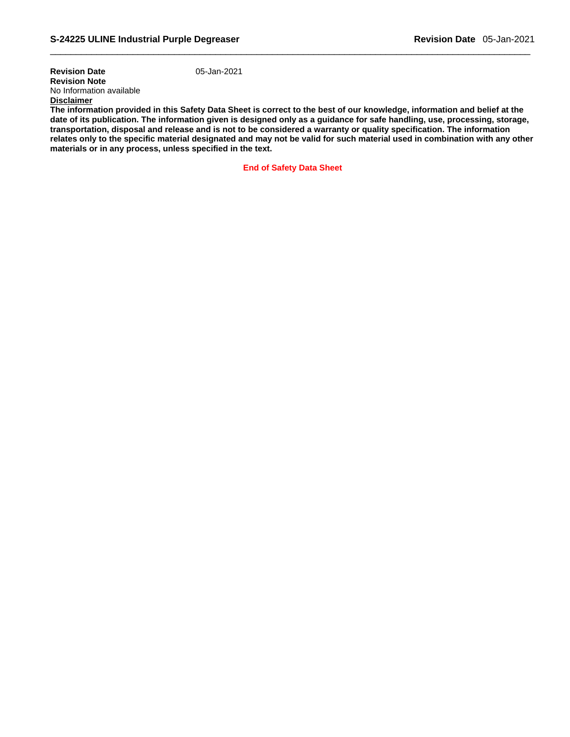**Revision Date** 05-Jan-2021

**Revision Note**

No Information available

**Disclaimer**

**The information provided in this Safety Data Sheet is correct to the best of our knowledge, information and belief at the date of its publication. The information given is designed only as a guidance for safe handling, use, processing, storage, transportation, disposal and release and is not to be considered a warranty or quality specification. The information relates only to the specific material designated and may not be valid for such material used in combination with any other materials or in any process, unless specified in the text.**

**End of Safety Data Sheet**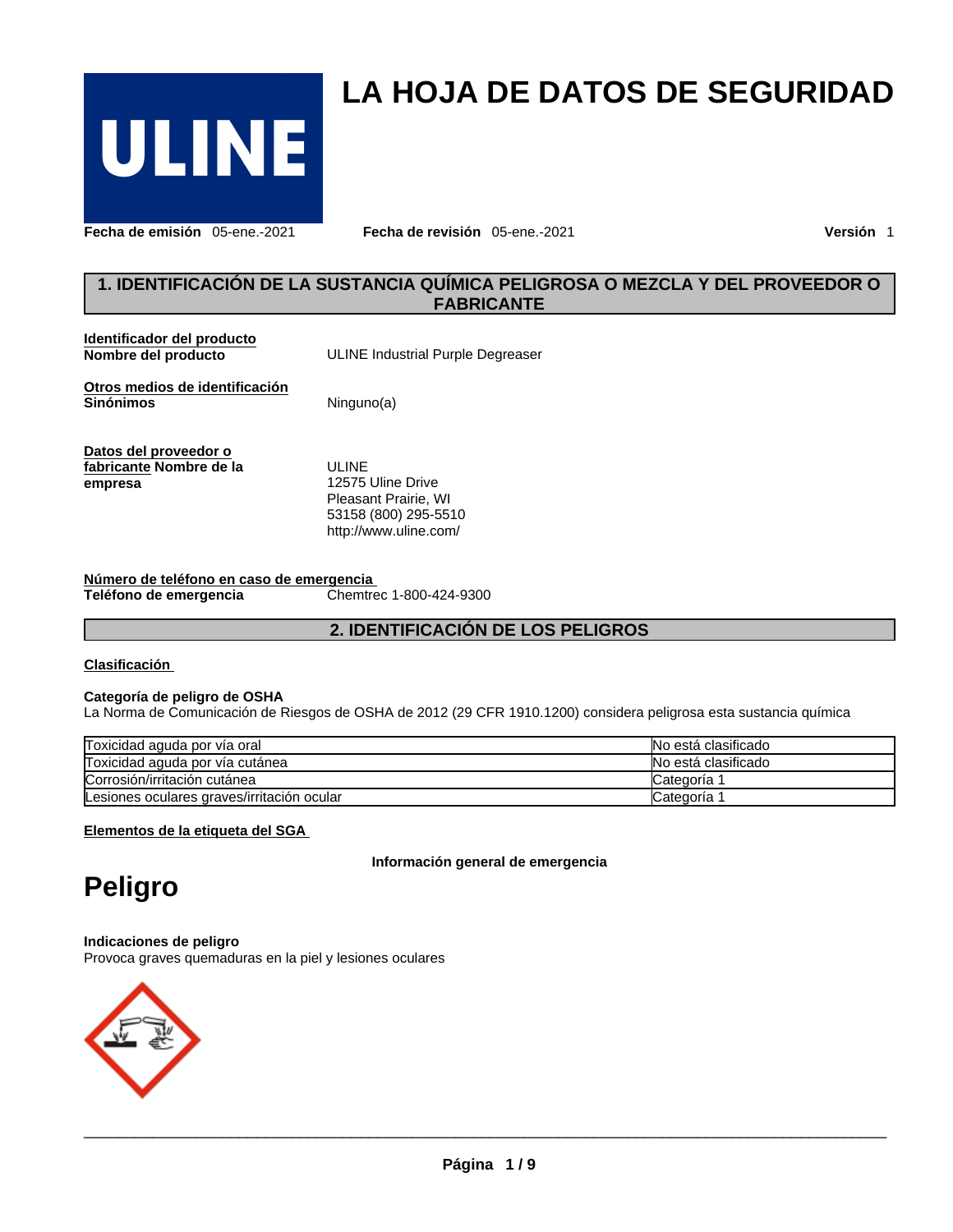# LA HOJA DE DATOS DE SEGURIDAD

**Fecha de emisión** 05-ene.-2021 **Fecha de revisión** 05-ene.-2021 **Versión** 1

## 1. IDENTIFICACIÓN DE LA SUSTANCIA QUÍMICA PELIGROSA O MEZCLA Y DEL PROVEEDOR O FABRICANTE

**Identificador del producto**

**Nombre del producto** ULINE Industrial Purple Degreaser

**Otros medios de identificación**

**Sinónimos** Ninguno(a)

**Datos del proveedor o fabricante Nombre de la empresa**

ULINE
12575 Uline Drive
Pleasant Prairie, WI
53158 (800) 295-5510
http://www.uline.com/

**Número de teléfono en caso de emergencia**

**Teléfono de emergencia** Chemtrec 1-800-424-9300

## 2. IDENTIFICACIÓN DE LOS PELIGROS

**Clasificación**

**Categoría de peligro de OSHA**

La Norma de Comunicación de Riesgos de OSHA de 2012 (29 CFR 1910.1200) considera peligrosa esta sustancia química

| | |
|---|---|
| Toxicidad aguda por vía oral | No está clasificado |
| Toxicidad aguda por vía cutánea | No está clasificado |
| Corrosión/irritación cutánea | Categoría 1 |
| Lesiones oculares graves/irritación ocular | Categoría 1 |

**Elementos de la etiqueta del SGA**

**Información general de emergencia**

# Peligro

**Indicaciones de peligro**

Provoca graves quemaduras en la piel y lesiones oculares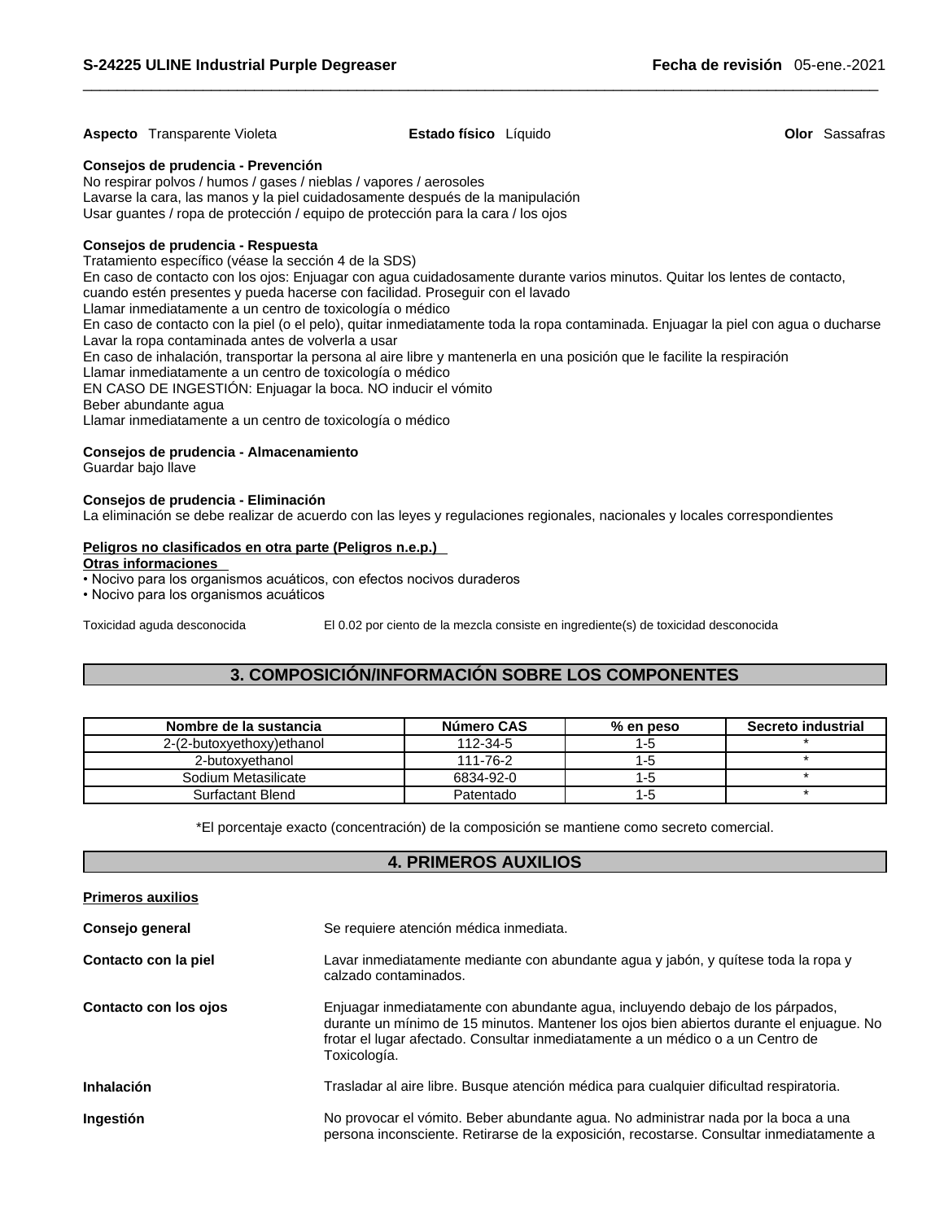**Aspecto** Transparente Violeta **Estado físico** Líquido **Olor** Sassafras

**Consejos de prudencia - Prevención**
No respirar polvos / humos / gases / nieblas / vapores / aerosoles
Lavarse la cara, las manos y la piel cuidadosamente después de la manipulación
Usar guantes / ropa de protección / equipo de protección para la cara / los ojos

**Consejos de prudencia - Respuesta**
Tratamiento específico (véase la sección 4 de la SDS)
En caso de contacto con los ojos: Enjuagar con agua cuidadosamente durante varios minutos. Quitar los lentes de contacto, cuando estén presentes y pueda hacerse con facilidad. Proseguir con el lavado
Llamar inmediatamente a un centro de toxicología o médico
En caso de contacto con la piel (o el pelo), quitar inmediatamente toda la ropa contaminada. Enjuagar la piel con agua o ducharse
Lavar la ropa contaminada antes de volverla a usar
En caso de inhalación, transportar la persona al aire libre y mantenerla en una posición que le facilite la respiración
Llamar inmediatamente a un centro de toxicología o médico
EN CASO DE INGESTIÓN: Enjuagar la boca. NO inducir el vómito
Beber abundante agua
Llamar inmediatamente a un centro de toxicología o médico

**Consejos de prudencia - Almacenamiento**
Guardar bajo llave

**Consejos de prudencia - Eliminación**
La eliminación se debe realizar de acuerdo con las leyes y regulaciones regionales, nacionales y locales correspondientes

**Peligros no clasificados en otra parte (Peligros n.e.p.)**
**Otras informaciones**
• Nocivo para los organismos acuáticos, con efectos nocivos duraderos
• Nocivo para los organismos acuáticos

Toxicidad aguda desconocida El 0.02 por ciento de la mezcla consiste en ingrediente(s) de toxicidad desconocida

## 3. COMPOSICIÓN/INFORMACIÓN SOBRE LOS COMPONENTES

| Nombre de la sustancia | Número CAS | % en peso | Secreto industrial |
|---|---|---|---|
| 2-(2-butoxyethoxy)ethanol | 112-34-5 | 1-5 | * |
| 2-butoxyethanol | 111-76-2 | 1-5 | * |
| Sodium Metasilicate | 6834-92-0 | 1-5 | * |
| Surfactant Blend | Patentado | 1-5 | * |

*El porcentaje exacto (concentración) de la composición se mantiene como secreto comercial.

## 4. PRIMEROS AUXILIOS

**Primeros auxilios**

**Consejo general** Se requiere atención médica inmediata.

**Contacto con la piel** Lavar inmediatamente mediante con abundante agua y jabón, y quítese toda la ropa y calzado contaminados.

**Contacto con los ojos** Enjuagar inmediatamente con abundante agua, incluyendo debajo de los párpados, durante un mínimo de 15 minutos. Mantener los ojos bien abiertos durante el enjuague. No frotar el lugar afectado. Consultar inmediatamente a un médico o a un Centro de Toxicología.

**Inhalación** Trasladar al aire libre. Busque atención médica para cualquier dificultad respiratoria.

**Ingestión** No provocar el vómito. Beber abundante agua. No administrar nada por la boca a una persona inconsciente. Retirarse de la exposición, recostarse. Consultar inmediatamente a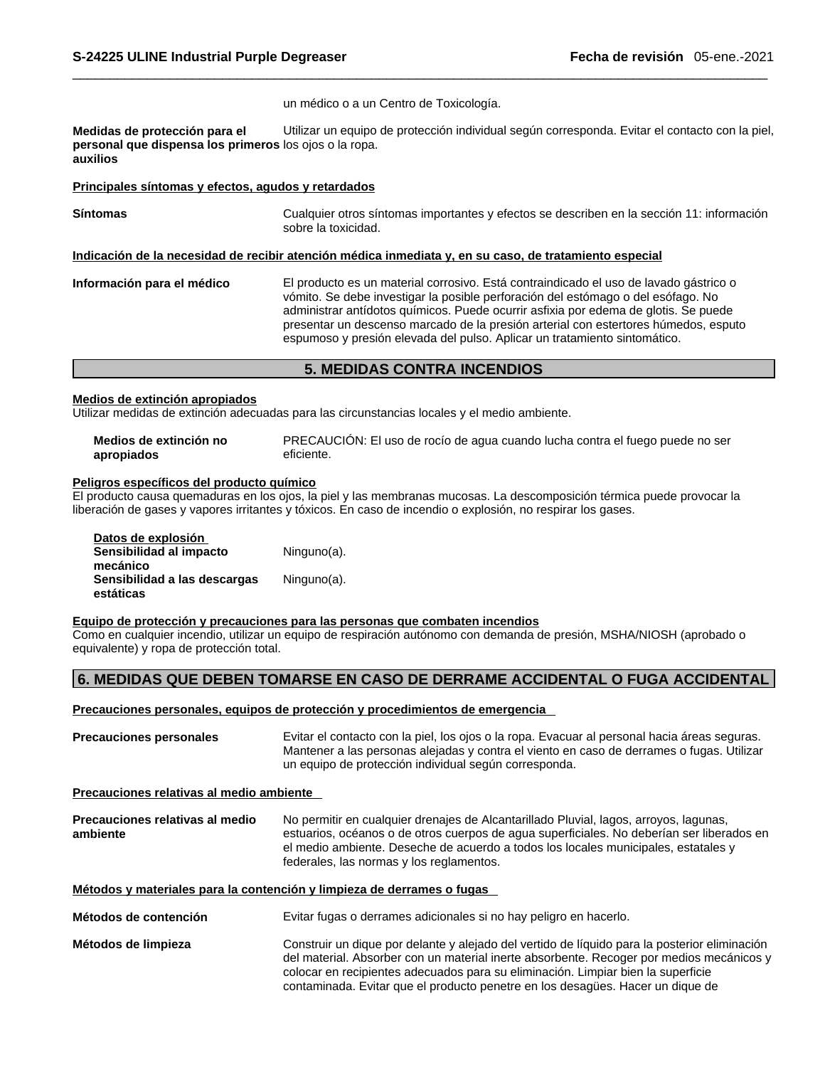un médico o a un Centro de Toxicología.

**Medidas de protección para el personal que dispensa los primeros auxilios** Utilizar un equipo de protección individual según corresponda. Evitar el contacto con la piel, los ojos o la ropa.

**Principales síntomas y efectos, agudos y retardados**

**Síntomas** Cualquier otros síntomas importantes y efectos se describen en la sección 11: información sobre la toxicidad.

**Indicación de la necesidad de recibir atención médica inmediata y, en su caso, de tratamiento especial**

**Información para el médico** El producto es un material corrosivo. Está contraindicado el uso de lavado gástrico o vómito. Se debe investigar la posible perforación del estómago o del esófago. No administrar antídotos químicos. Puede ocurrir asfixia por edema de glotis. Se puede presentar un descenso marcado de la presión arterial con estertores húmedos, esputo espumoso y presión elevada del pulso. Aplicar un tratamiento sintomático.

## 5. MEDIDAS CONTRA INCENDIOS

**Medios de extinción apropiados**
Utilizar medidas de extinción adecuadas para las circunstancias locales y el medio ambiente.

**Medios de extinción no apropiados** PRECAUCIÓN: El uso de rocío de agua cuando lucha contra el fuego puede no ser eficiente.

**Peligros específicos del producto químico**
El producto causa quemaduras en los ojos, la piel y las membranas mucosas. La descomposición térmica puede provocar la liberación de gases y vapores irritantes y tóxicos. En caso de incendio o explosión, no respirar los gases.

**Datos de explosión**
**Sensibilidad al impacto mecánico** Ninguno(a).
**Sensibilidad a las descargas estáticas** Ninguno(a).

**Equipo de protección y precauciones para las personas que combaten incendios**
Como en cualquier incendio, utilizar un equipo de respiración autónomo con demanda de presión, MSHA/NIOSH (aprobado o equivalente) y ropa de protección total.

## 6. MEDIDAS QUE DEBEN TOMARSE EN CASO DE DERRAME ACCIDENTAL O FUGA ACCIDENTAL

**Precauciones personales, equipos de protección y procedimientos de emergencia**

**Precauciones personales** Evitar el contacto con la piel, los ojos o la ropa. Evacuar al personal hacia áreas seguras. Mantener a las personas alejadas y contra el viento en caso de derrames o fugas. Utilizar un equipo de protección individual según corresponda.

**Precauciones relativas al medio ambiente**

**Precauciones relativas al medio ambiente** No permitir en cualquier drenajes de Alcantarillado Pluvial, lagos, arroyos, lagunas, estuarios, océanos o de otros cuerpos de agua superficiales. No deberían ser liberados en el medio ambiente. Deseche de acuerdo a todos los locales municipales, estatales y federales, las normas y los reglamentos.

**Métodos y materiales para la contención y limpieza de derrames o fugas**

**Métodos de contención** Evitar fugas o derrames adicionales si no hay peligro en hacerlo.

**Métodos de limpieza** Construir un dique por delante y alejado del vertido de líquido para la posterior eliminación del material. Absorber con un material inerte absorbente. Recoger por medios mecánicos y colocar en recipientes adecuados para su eliminación. Limpiar bien la superficie contaminada. Evitar que el producto penetre en los desagües. Hacer un dique de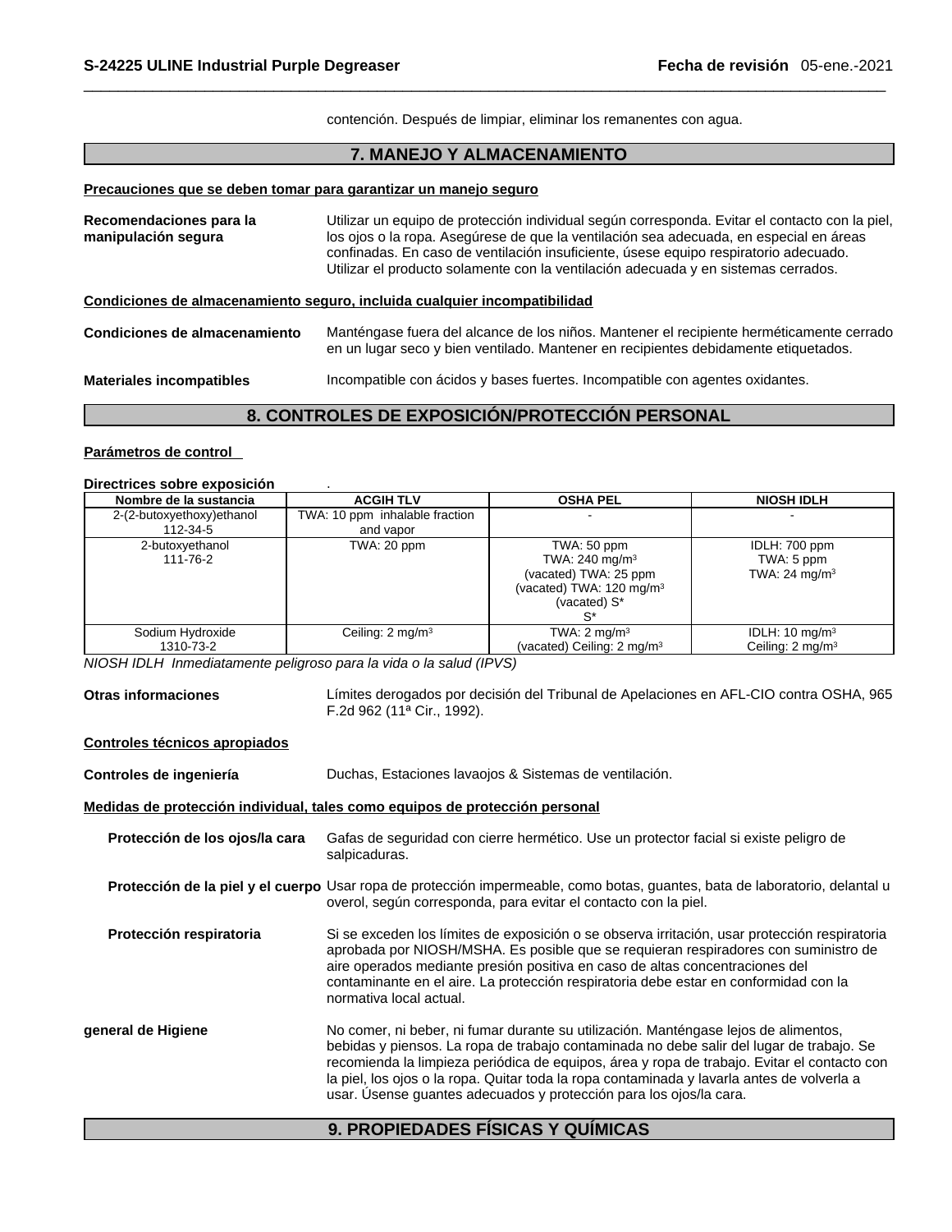contención. Después de limpiar, eliminar los remanentes con agua.

## 7. MANEJO Y ALMACENAMIENTO

**Precauciones que se deben tomar para garantizar un manejo seguro**

**Recomendaciones para la manipulación segura** Utilizar un equipo de protección individual según corresponda. Evitar el contacto con la piel, los ojos o la ropa. Asegúrese de que la ventilación sea adecuada, en especial en áreas confinadas. En caso de ventilación insuficiente, úsese equipo respiratorio adecuado. Utilizar el producto solamente con la ventilación adecuada y en sistemas cerrados.

**Condiciones de almacenamiento seguro, incluida cualquier incompatibilidad**

**Condiciones de almacenamiento** Manténgase fuera del alcance de los niños. Mantener el recipiente herméticamente cerrado en un lugar seco y bien ventilado. Mantener en recipientes debidamente etiquetados.

**Materiales incompatibles** Incompatible con ácidos y bases fuertes. Incompatible con agentes oxidantes.

## 8. CONTROLES DE EXPOSICIÓN/PROTECCIÓN PERSONAL

**Parámetros de control**

**Directrices sobre exposición** .

| Nombre de la sustancia | ACGIH TLV | OSHA PEL | NIOSH IDLH |
|---|---|---|---|
| 2-(2-butoxyethoxy)ethanol 112-34-5 | TWA: 10 ppm inhalable fraction and vapor | - | - |
| 2-butoxyethanol 111-76-2 | TWA: 20 ppm | TWA: 50 ppm TWA: 240 mg/m³ (vacated) TWA: 25 ppm (vacated) TWA: 120 mg/m³ (vacated) S* S* | IDLH: 700 ppm TWA: 5 ppm TWA: 24 mg/m³ |
| Sodium Hydroxide 1310-73-2 | Ceiling: 2 mg/m³ | TWA: 2 mg/m³ (vacated) Ceiling: 2 mg/m³ | IDLH: 10 mg/m³ Ceiling: 2 mg/m³ |

*NIOSH IDLH Inmediatamente peligroso para la vida o la salud (IPVS)*

**Otras informaciones** Límites derogados por decisión del Tribunal de Apelaciones en AFL-CIO contra OSHA, 965 F.2d 962 (11ª Cir., 1992).

**Controles técnicos apropiados**

**Controles de ingeniería** Duchas, Estaciones lavaojos & Sistemas de ventilación.

**Medidas de protección individual, tales como equipos de protección personal**

**Protección de los ojos/la cara** Gafas de seguridad con cierre hermético. Use un protector facial si existe peligro de salpicaduras.

**Protección de la piel y el cuerpo** Usar ropa de protección impermeable, como botas, guantes, bata de laboratorio, delantal u overol, según corresponda, para evitar el contacto con la piel.

**Protección respiratoria** Si se exceden los límites de exposición o se observa irritación, usar protección respiratoria aprobada por NIOSH/MSHA. Es posible que se requieran respiradores con suministro de aire operados mediante presión positiva en caso de altas concentraciones del contaminante en el aire. La protección respiratoria debe estar en conformidad con la normativa local actual.

**general de Higiene** No comer, ni beber, ni fumar durante su utilización. Manténgase lejos de alimentos, bebidas y piensos. La ropa de trabajo contaminada no debe salir del lugar de trabajo. Se recomienda la limpieza periódica de equipos, área y ropa de trabajo. Evitar el contacto con la piel, los ojos o la ropa. Quitar toda la ropa contaminada y lavarla antes de volverla a usar. Úsense guantes adecuados y protección para los ojos/la cara.

## 9. PROPIEDADES FÍSICAS Y QUÍMICAS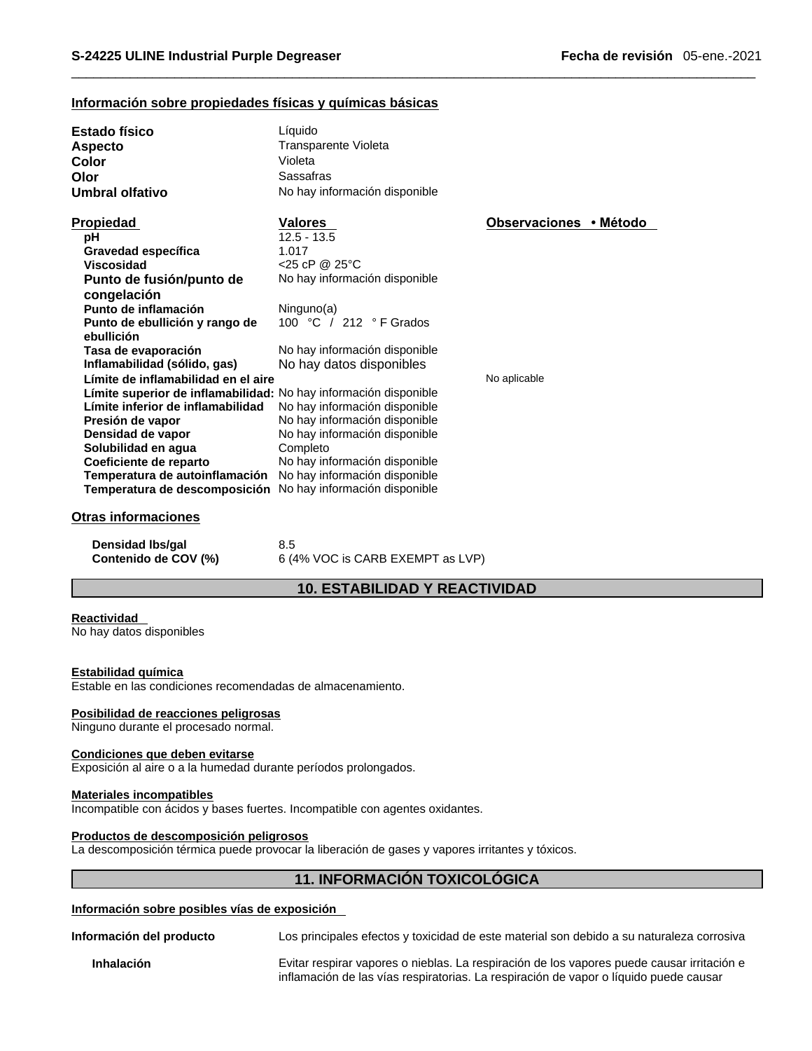**Información sobre propiedades físicas y químicas básicas**

**Estado físico** Líquido
**Aspecto** Transparente Violeta
**Color** Violeta
**Olor** Sassafras
**Umbral olfativo** No hay información disponible

| Propiedad | Valores | Observaciones • Método |
|---|---|---|
| **pH** | 12.5 - 13.5 | |
| **Gravedad específica** | 1.017 | |
| **Viscosidad** | <25 cP @ 25°C | |
| **Punto de fusión/punto de congelación** | No hay información disponible | |
| **Punto de inflamación** | Ninguno(a) | |
| **Punto de ebullición y rango de ebullición** | 100 °C / 212 ° F Grados | |
| **Tasa de evaporación** | No hay información disponible | |
| **Inflamabilidad (sólido, gas)** | No hay datos disponibles | |
| **Límite de inflamabilidad en el aire** | | No aplicable |
| **Límite superior de inflamabilidad:** | No hay información disponible | |
| **Límite inferior de inflamabilidad** | No hay información disponible | |
| **Presión de vapor** | No hay información disponible | |
| **Densidad de vapor** | No hay información disponible | |
| **Solubilidad en agua** | Completo | |
| **Coeficiente de reparto** | No hay información disponible | |
| **Temperatura de autoinflamación** | No hay información disponible | |
| **Temperatura de descomposición** | No hay información disponible | |

**Otras informaciones**

**Densidad lbs/gal** 8.5
**Contenido de COV (%)** 6 (4% VOC is CARB EXEMPT as LVP)

## 10. ESTABILIDAD Y REACTIVIDAD

**Reactividad**
No hay datos disponibles

**Estabilidad química**
Estable en las condiciones recomendadas de almacenamiento.

**Posibilidad de reacciones peligrosas**
Ninguno durante el procesado normal.

**Condiciones que deben evitarse**
Exposición al aire o a la humedad durante períodos prolongados.

**Materiales incompatibles**
Incompatible con ácidos y bases fuertes. Incompatible con agentes oxidantes.

**Productos de descomposición peligrosos**
La descomposición térmica puede provocar la liberación de gases y vapores irritantes y tóxicos.

## 11. INFORMACIÓN TOXICOLÓGICA

**Información sobre posibles vías de exposición**

**Información del producto** Los principales efectos y toxicidad de este material son debido a su naturaleza corrosiva

**Inhalación** Evitar respirar vapores o nieblas. La respiración de los vapores puede causar irritación e inflamación de las vías respiratorias. La respiración de vapor o líquido puede causar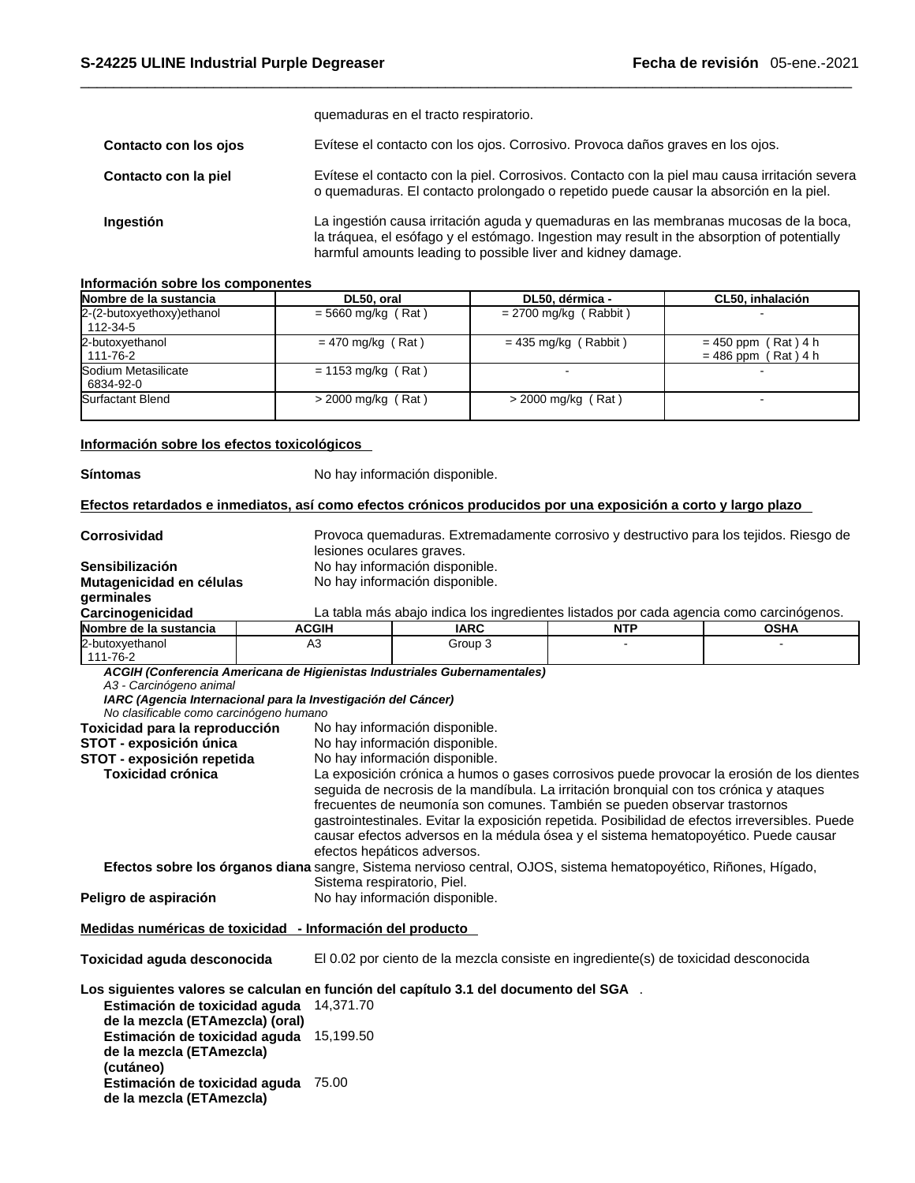quemaduras en el tracto respiratorio.

**Contacto con los ojos** Evítese el contacto con los ojos. Corrosivo. Provoca daños graves en los ojos.

**Contacto con la piel** Evítese el contacto con la piel. Corrosivos. Contacto con la piel mau causa irritación severa o quemaduras. El contacto prolongado o repetido puede causar la absorción en la piel.

**Ingestión** La ingestión causa irritación aguda y quemaduras en las membranas mucosas de la boca, la tráquea, el esófago y el estómago. Ingestion may result in the absorption of potentially harmful amounts leading to possible liver and kidney damage.

**Información sobre los componentes**

| Nombre de la sustancia | DL50, oral | DL50, dérmica - | CL50, inhalación |
|---|---|---|---|
| 2-(2-butoxyethoxy)ethanol 112-34-5 | = 5660 mg/kg ( Rat ) | = 2700 mg/kg ( Rabbit ) | - |
| 2-butoxyethanol 111-76-2 | = 470 mg/kg ( Rat ) | = 435 mg/kg ( Rabbit ) | = 450 ppm ( Rat ) 4 h<br>= 486 ppm ( Rat ) 4 h |
| Sodium Metasilicate 6834-92-0 | = 1153 mg/kg ( Rat ) | - | - |
| Surfactant Blend | > 2000 mg/kg ( Rat ) | > 2000 mg/kg ( Rat ) | - |

**Información sobre los efectos toxicológicos**

**Síntomas** No hay información disponible.

**Efectos retardados e inmediatos, así como efectos crónicos producidos por una exposición a corto y largo plazo**

**Corrosividad** Provoca quemaduras. Extremadamente corrosivo y destructivo para los tejidos. Riesgo de lesiones oculares graves.
**Sensibilización** No hay información disponible.
**Mutagenicidad en células germinales** No hay información disponible.
**Carcinogenicidad** La tabla más abajo indica los ingredientes listados por cada agencia como carcinógenos.

| Nombre de la sustancia | ACGIH | IARC | NTP | OSHA |
|---|---|---|---|---|
| 2-butoxyethanol 111-76-2 | A3 | Group 3 | - | - |

***ACGIH (Conferencia Americana de Higienistas Industriales Gubernamentales)***
*A3 - Carcinógeno animal*
***IARC (Agencia Internacional para la Investigación del Cáncer)***
*No clasificable como carcinógeno humano*

**Toxicidad para la reproducción** No hay información disponible.
**STOT - exposición única** No hay información disponible.
**STOT - exposición repetida** No hay información disponible.
**Toxicidad crónica** La exposición crónica a humos o gases corrosivos puede provocar la erosión de los dientes seguida de necrosis de la mandíbula. La irritación bronquial con tos crónica y ataques frecuentes de neumonía son comunes. También se pueden observar trastornos gastrointestinales. Evitar la exposición repetida. Posibilidad de efectos irreversibles. Puede causar efectos adversos en la médula ósea y el sistema hematopoyético. Puede causar efectos hepáticos adversos.
**Efectos sobre los órganos diana** sangre, Sistema nervioso central, OJOS, sistema hematopoyético, Riñones, Hígado, Sistema respiratorio, Piel.
**Peligro de aspiración** No hay información disponible.

**Medidas numéricas de toxicidad - Información del producto**

**Toxicidad aguda desconocida** El 0.02 por ciento de la mezcla consiste en ingrediente(s) de toxicidad desconocida

**Los siguientes valores se calculan en función del capítulo 3.1 del documento del SGA** .
**Estimación de toxicidad aguda de la mezcla (ETAmezcla) (oral)** 14,371.70
**Estimación de toxicidad aguda de la mezcla (ETAmezcla) (cutáneo)** 15,199.50
**Estimación de toxicidad aguda de la mezcla (ETAmezcla)** 75.00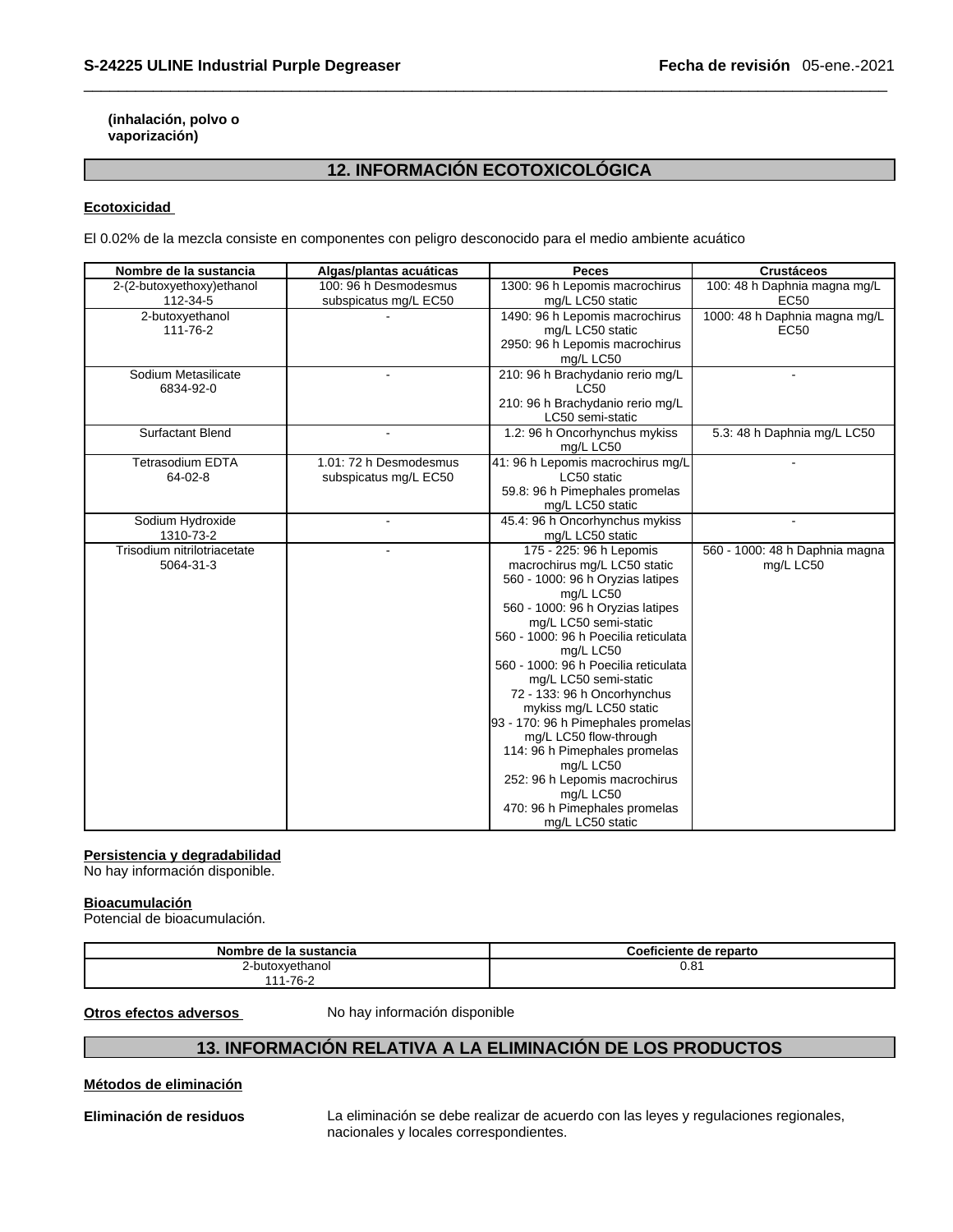**(inhalación, polvo o vaporización)**

## 12. INFORMACIÓN ECOTOXICOLÓGICA

**Ecotoxicidad**

El 0.02% de la mezcla consiste en componentes con peligro desconocido para el medio ambiente acuático

| Nombre de la sustancia | Algas/plantas acuáticas | Peces | Crustáceos |
|---|---|---|---|
| 2-(2-butoxyethoxy)ethanol 112-34-5 | 100: 96 h Desmodesmus subspicatus mg/L EC50 | 1300: 96 h Lepomis macrochirus mg/L LC50 static | 100: 48 h Daphnia magna mg/L EC50 |
| 2-butoxyethanol 111-76-2 | - | 1490: 96 h Lepomis macrochirus mg/L LC50 static<br>2950: 96 h Lepomis macrochirus mg/L LC50 | 1000: 48 h Daphnia magna mg/L EC50 |
| Sodium Metasilicate 6834-92-0 | - | 210: 96 h Brachydanio rerio mg/L LC50<br>210: 96 h Brachydanio rerio mg/L LC50 semi-static | - |
| Surfactant Blend | - | 1.2: 96 h Oncorhynchus mykiss mg/L LC50 | 5.3: 48 h Daphnia mg/L LC50 |
| Tetrasodium EDTA 64-02-8 | 1.01: 72 h Desmodesmus subspicatus mg/L EC50 | 41: 96 h Lepomis macrochirus mg/L LC50 static<br>59.8: 96 h Pimephales promelas mg/L LC50 static | - |
| Sodium Hydroxide 1310-73-2 | - | 45.4: 96 h Oncorhynchus mykiss mg/L LC50 static | - |
| Trisodium nitrilotriacetate 5064-31-3 | - | 175 - 225: 96 h Lepomis macrochirus mg/L LC50 static<br>560 - 1000: 96 h Oryzias latipes mg/L LC50<br>560 - 1000: 96 h Oryzias latipes mg/L LC50 semi-static<br>560 - 1000: 96 h Poecilia reticulata mg/L LC50<br>560 - 1000: 96 h Poecilia reticulata mg/L LC50 semi-static<br>72 - 133: 96 h Oncorhynchus mykiss mg/L LC50 static<br>93 - 170: 96 h Pimephales promelas mg/L LC50 flow-through<br>114: 96 h Pimephales promelas mg/L LC50<br>252: 96 h Lepomis macrochirus mg/L LC50<br>470: 96 h Pimephales promelas mg/L LC50 static | 560 - 1000: 48 h Daphnia magna mg/L LC50 |

**Persistencia y degradabilidad**
No hay información disponible.

**Bioacumulación**
Potencial de bioacumulación.

| Nombre de la sustancia | Coeficiente de reparto |
|---|---|
| 2-butoxyethanol 111-76-2 | 0.81 |

**Otros efectos adversos** No hay información disponible

## 13. INFORMACIÓN RELATIVA A LA ELIMINACIÓN DE LOS PRODUCTOS

**Métodos de eliminación**

**Eliminación de residuos** La eliminación se debe realizar de acuerdo con las leyes y regulaciones regionales, nacionales y locales correspondientes.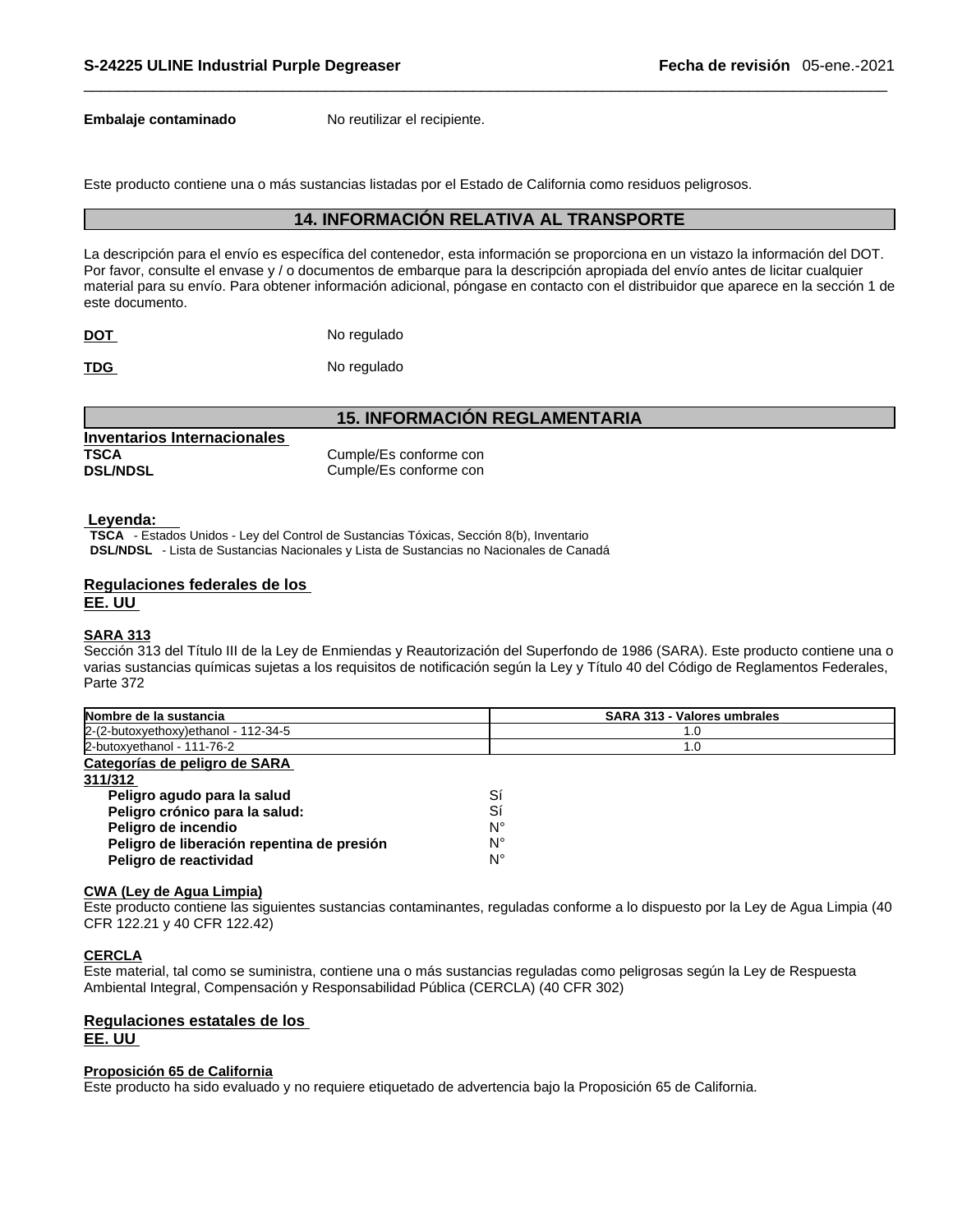**Embalaje contaminado** No reutilizar el recipiente.

Este producto contiene una o más sustancias listadas por el Estado de California como residuos peligrosos.

## 14. INFORMACIÓN RELATIVA AL TRANSPORTE

La descripción para el envío es específica del contenedor, esta información se proporciona en un vistazo la información del DOT. Por favor, consulte el envase y / o documentos de embarque para la descripción apropiada del envío antes de licitar cualquier material para su envío. Para obtener información adicional, póngase en contacto con el distribuidor que aparece en la sección 1 de este documento.

**DOT** No regulado

**TDG** No regulado

## 15. INFORMACIÓN REGLAMENTARIA

**Inventarios Internacionales**

**TSCA** Cumple/Es conforme con
**DSL/NDSL** Cumple/Es conforme con

**Leyenda:**

**TSCA** - Estados Unidos - Ley del Control de Sustancias Tóxicas, Sección 8(b), Inventario
**DSL/NDSL** - Lista de Sustancias Nacionales y Lista de Sustancias no Nacionales de Canadá

### Regulaciones federales de los EE. UU

**SARA 313**

Sección 313 del Título III de la Ley de Enmiendas y Reautorización del Superfondo de 1986 (SARA). Este producto contiene una o varias sustancias químicas sujetas a los requisitos de notificación según la Ley y Título 40 del Código de Reglamentos Federales, Parte 372

| Nombre de la sustancia | SARA 313 - Valores umbrales |
|---|---|
| 2-(2-butoxyethoxy)ethanol - 112-34-5 | 1.0 |
| 2-butoxyethanol - 111-76-2 | 1.0 |

**Categorías de peligro de SARA 311/312**

| | |
|---|---|
| **Peligro agudo para la salud** | Sí |
| **Peligro crónico para la salud:** | Sí |
| **Peligro de incendio** | N° |
| **Peligro de liberación repentina de presión** | N° |
| **Peligro de reactividad** | N° |

**CWA (Ley de Agua Limpia)**

Este producto contiene las siguientes sustancias contaminantes, reguladas conforme a lo dispuesto por la Ley de Agua Limpia (40 CFR 122.21 y 40 CFR 122.42)

**CERCLA**

Este material, tal como se suministra, contiene una o más sustancias reguladas como peligrosas según la Ley de Respuesta Ambiental Integral, Compensación y Responsabilidad Pública (CERCLA) (40 CFR 302)

### Regulaciones estatales de los EE. UU

**Proposición 65 de California**

Este producto ha sido evaluado y no requiere etiquetado de advertencia bajo la Proposición 65 de California.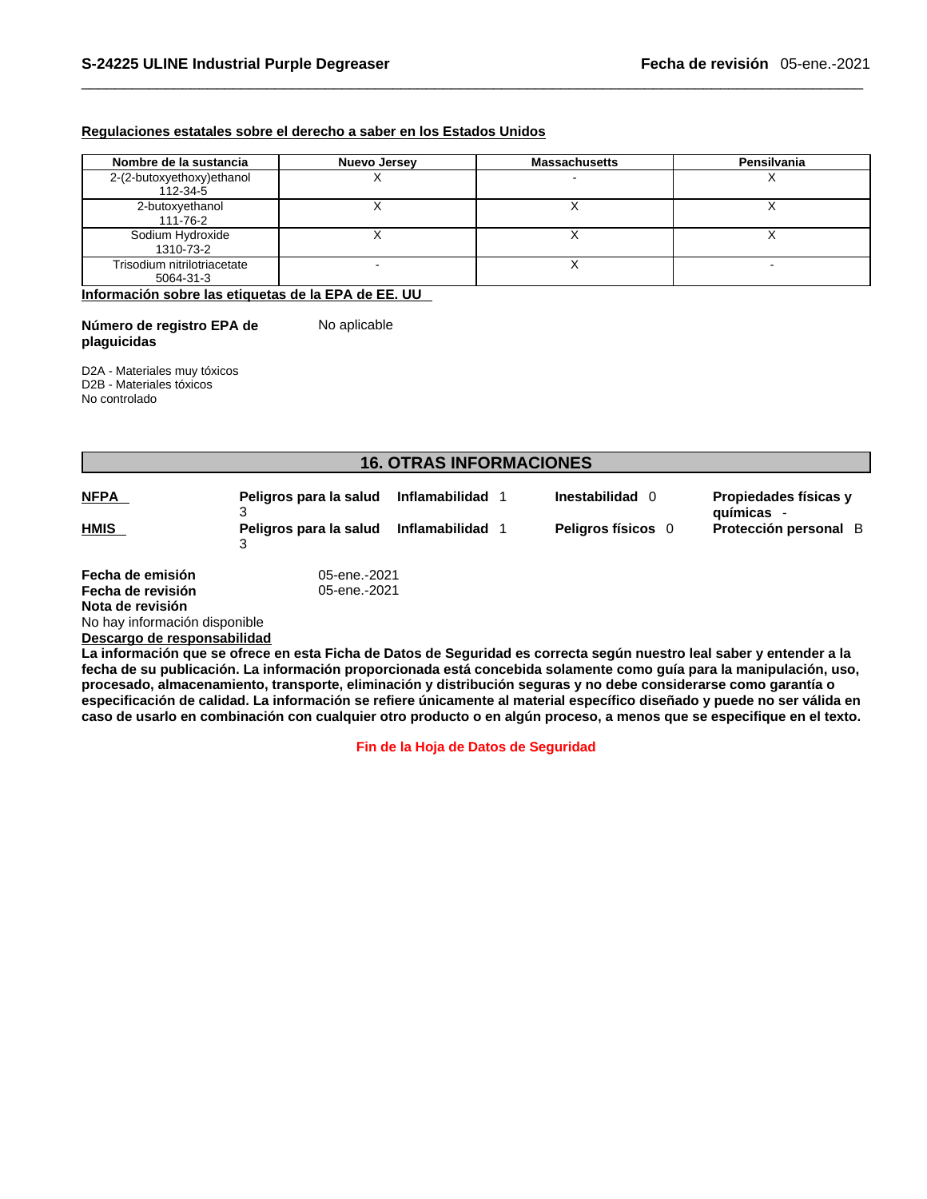**Regulaciones estatales sobre el derecho a saber en los Estados Unidos**

| Nombre de la sustancia | Nuevo Jersey | Massachusetts | Pensilvania |
|---|---|---|---|
| 2-(2-butoxyethoxy)ethanol 112-34-5 | X | - | X |
| 2-butoxyethanol 111-76-2 | X | X | X |
| Sodium Hydroxide 1310-73-2 | X | X | X |
| Trisodium nitrilotriacetate 5064-31-3 | - | X | - |

**Información sobre las etiquetas de la EPA de EE. UU**

**Número de registro EPA de plaguicidas** No aplicable

D2A - Materiales muy tóxicos
D2B - Materiales tóxicos
No controlado

## 16. OTRAS INFORMACIONES

| | | | | |
|---|---|---|---|---|
| **NFPA** | **Peligros para la salud** 3 | **Inflamabilidad** 1 | **Inestabilidad** 0 | **Propiedades físicas y químicas** - |
| **HMIS** | **Peligros para la salud** 3 | **Inflamabilidad** 1 | **Peligros físicos** 0 | **Protección personal** B |

**Fecha de emisión** 05-ene.-2021
**Fecha de revisión** 05-ene.-2021
**Nota de revisión**
No hay información disponible

**Descargo de responsabilidad**

**La información que se ofrece en esta Ficha de Datos de Seguridad es correcta según nuestro leal saber y entender a la fecha de su publicación. La información proporcionada está concebida solamente como guía para la manipulación, uso, procesado, almacenamiento, transporte, eliminación y distribución seguras y no debe considerarse como garantía o especificación de calidad. La información se refiere únicamente al material específico diseñado y puede no ser válida en caso de usarlo en combinación con cualquier otro producto o en algún proceso, a menos que se especifique en el texto.**

**Fin de la Hoja de Datos de Seguridad**